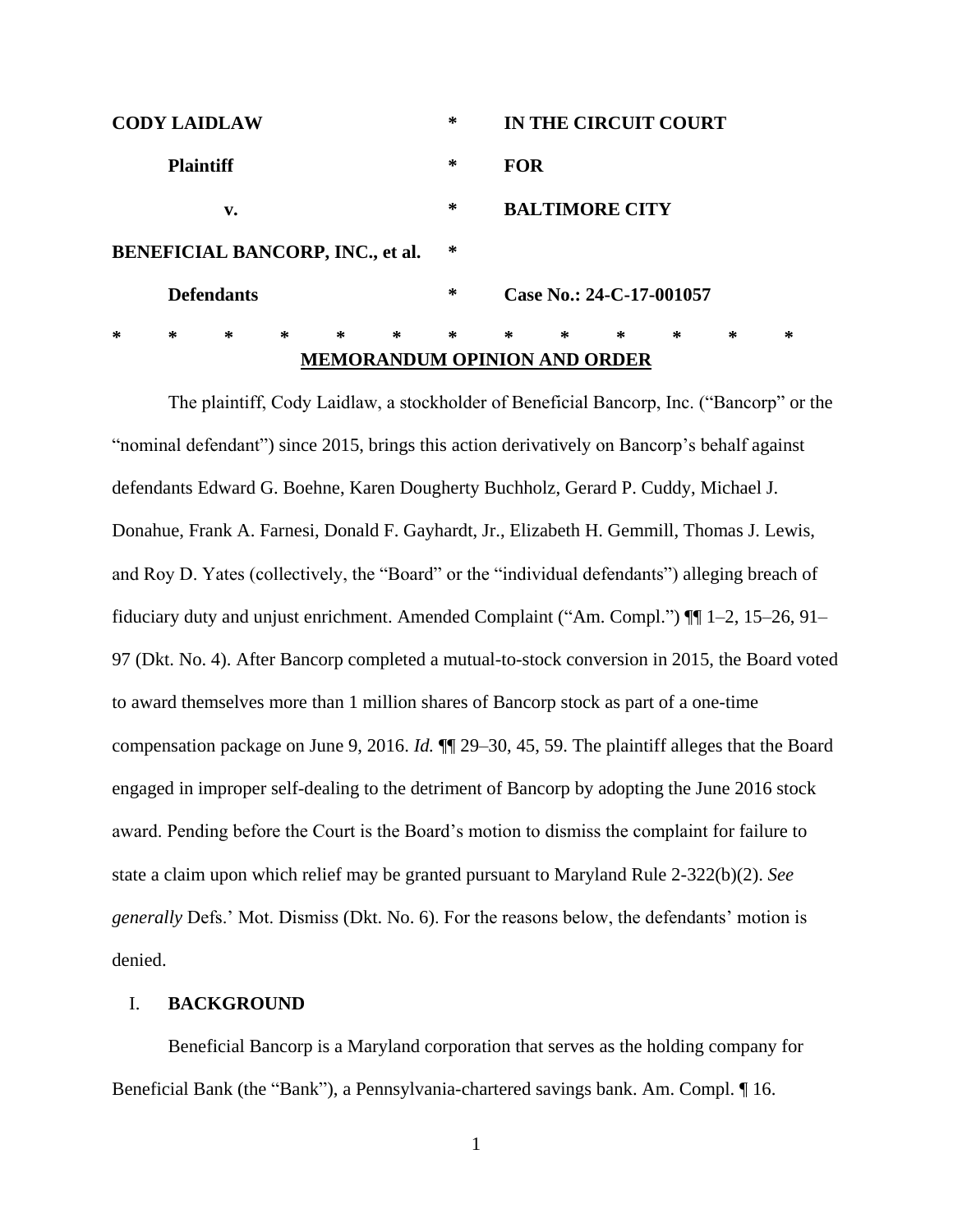| | | |
|---|---|---|
| **CODY LAIDLAW** | * | **IN THE CIRCUIT COURT** |
| **Plaintiff** | * | **FOR** |
| **v.** | * | **BALTIMORE CITY** |
| **BENEFICIAL BANCORP, INC., et al.** | * | |
| **Defendants** | * | **Case No.: 24-C-17-001057** |

\* \* \* \* \* \* \* \* \* \* \* \* \*

**MEMORANDUM OPINION AND ORDER**

The plaintiff, Cody Laidlaw, a stockholder of Beneficial Bancorp, Inc. ("Bancorp" or the "nominal defendant") since 2015, brings this action derivatively on Bancorp's behalf against defendants Edward G. Boehne, Karen Dougherty Buchholz, Gerard P. Cuddy, Michael J. Donahue, Frank A. Farnesi, Donald F. Gayhardt, Jr., Elizabeth H. Gemmill, Thomas J. Lewis, and Roy D. Yates (collectively, the "Board" or the "individual defendants") alleging breach of fiduciary duty and unjust enrichment. Amended Complaint ("Am. Compl.") ¶¶ 1–2, 15–26, 91–97 (Dkt. No. 4). After Bancorp completed a mutual-to-stock conversion in 2015, the Board voted to award themselves more than 1 million shares of Bancorp stock as part of a one-time compensation package on June 9, 2016. *Id.* ¶¶ 29–30, 45, 59. The plaintiff alleges that the Board engaged in improper self-dealing to the detriment of Bancorp by adopting the June 2016 stock award. Pending before the Court is the Board's motion to dismiss the complaint for failure to state a claim upon which relief may be granted pursuant to Maryland Rule 2-322(b)(2). *See generally* Defs.' Mot. Dismiss (Dkt. No. 6). For the reasons below, the defendants' motion is denied.

## I. BACKGROUND

Beneficial Bancorp is a Maryland corporation that serves as the holding company for Beneficial Bank (the "Bank"), a Pennsylvania-chartered savings bank. Am. Compl. ¶ 16.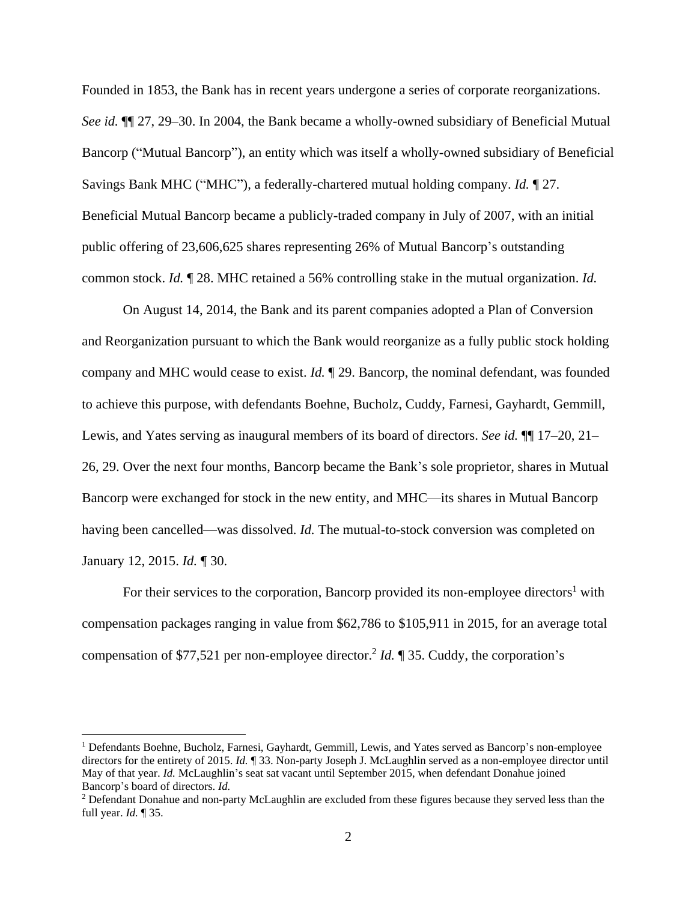Founded in 1853, the Bank has in recent years undergone a series of corporate reorganizations. *See id.* ¶¶ 27, 29–30. In 2004, the Bank became a wholly-owned subsidiary of Beneficial Mutual Bancorp ("Mutual Bancorp"), an entity which was itself a wholly-owned subsidiary of Beneficial Savings Bank MHC ("MHC"), a federally-chartered mutual holding company. *Id.* ¶ 27. Beneficial Mutual Bancorp became a publicly-traded company in July of 2007, with an initial public offering of 23,606,625 shares representing 26% of Mutual Bancorp's outstanding common stock. *Id.* ¶ 28. MHC retained a 56% controlling stake in the mutual organization. *Id.*

On August 14, 2014, the Bank and its parent companies adopted a Plan of Conversion and Reorganization pursuant to which the Bank would reorganize as a fully public stock holding company and MHC would cease to exist. *Id.* ¶ 29. Bancorp, the nominal defendant, was founded to achieve this purpose, with defendants Boehne, Bucholz, Cuddy, Farnesi, Gayhardt, Gemmill, Lewis, and Yates serving as inaugural members of its board of directors. *See id.* ¶¶ 17–20, 21–26, 29. Over the next four months, Bancorp became the Bank's sole proprietor, shares in Mutual Bancorp were exchanged for stock in the new entity, and MHC—its shares in Mutual Bancorp having been cancelled—was dissolved. *Id.* The mutual-to-stock conversion was completed on January 12, 2015. *Id.* ¶ 30.

For their services to the corporation, Bancorp provided its non-employee directors[1] with compensation packages ranging in value from $62,786 to $105,911 in 2015, for an average total compensation of $77,521 per non-employee director.[2] *Id.* ¶ 35. Cuddy, the corporation's

---

[1] Defendants Boehne, Bucholz, Farnesi, Gayhardt, Gemmill, Lewis, and Yates served as Bancorp's non-employee directors for the entirety of 2015. *Id.* ¶ 33. Non-party Joseph J. McLaughlin served as a non-employee director until May of that year. *Id.* McLaughlin's seat sat vacant until September 2015, when defendant Donahue joined Bancorp's board of directors. *Id.*

[2] Defendant Donahue and non-party McLaughlin are excluded from these figures because they served less than the full year. *Id.* ¶ 35.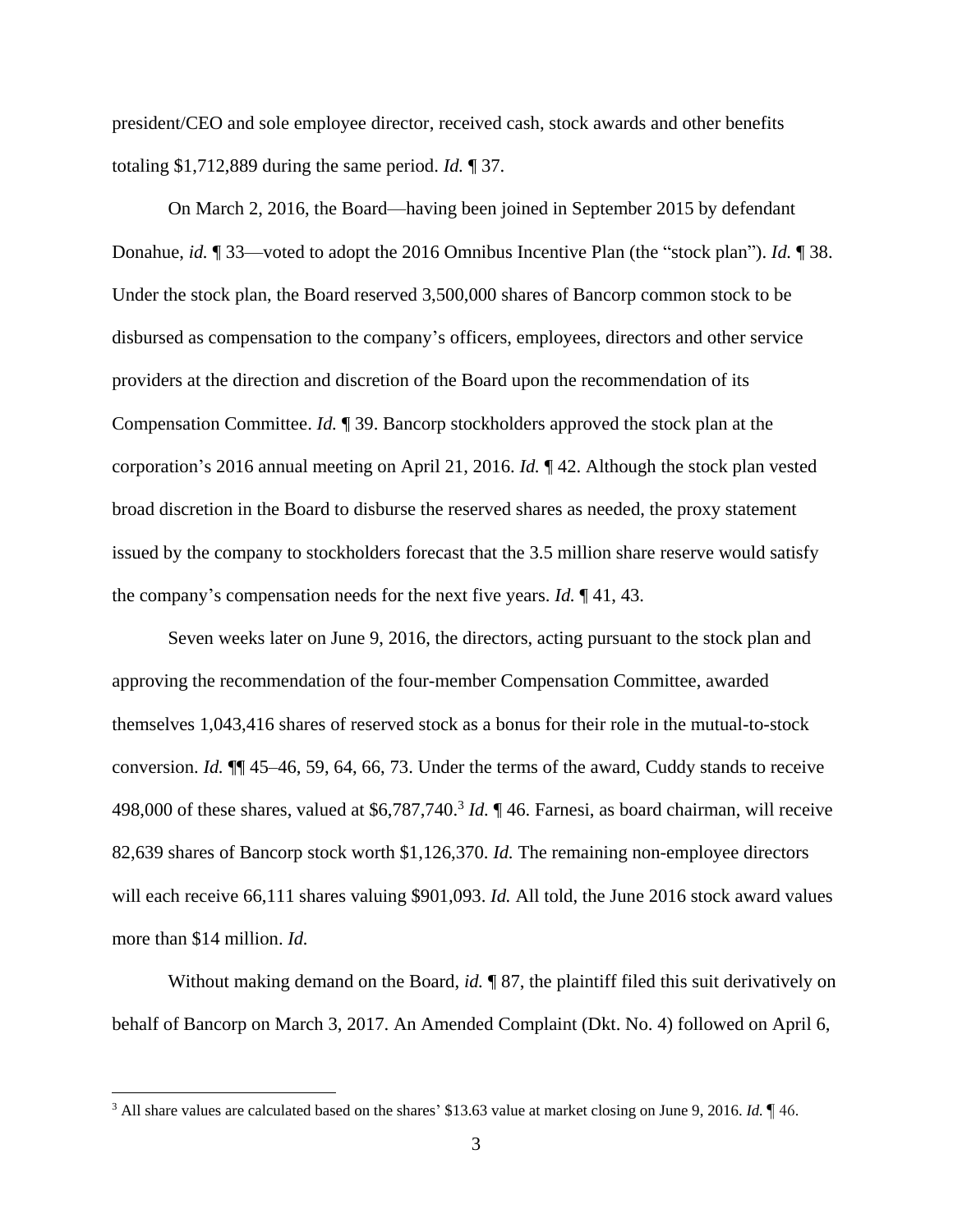president/CEO and sole employee director, received cash, stock awards and other benefits totaling $1,712,889 during the same period. *Id.* ¶ 37.

On March 2, 2016, the Board—having been joined in September 2015 by defendant Donahue, *id.* ¶ 33—voted to adopt the 2016 Omnibus Incentive Plan (the "stock plan"). *Id.* ¶ 38. Under the stock plan, the Board reserved 3,500,000 shares of Bancorp common stock to be disbursed as compensation to the company's officers, employees, directors and other service providers at the direction and discretion of the Board upon the recommendation of its Compensation Committee. *Id.* ¶ 39. Bancorp stockholders approved the stock plan at the corporation's 2016 annual meeting on April 21, 2016. *Id.* ¶ 42. Although the stock plan vested broad discretion in the Board to disburse the reserved shares as needed, the proxy statement issued by the company to stockholders forecast that the 3.5 million share reserve would satisfy the company's compensation needs for the next five years. *Id.* ¶ 41, 43.

Seven weeks later on June 9, 2016, the directors, acting pursuant to the stock plan and approving the recommendation of the four-member Compensation Committee, awarded themselves 1,043,416 shares of reserved stock as a bonus for their role in the mutual-to-stock conversion. *Id.* ¶¶ 45–46, 59, 64, 66, 73. Under the terms of the award, Cuddy stands to receive 498,000 of these shares, valued at $6,787,740.[3] *Id.* ¶ 46. Farnesi, as board chairman, will receive 82,639 shares of Bancorp stock worth $1,126,370. *Id.* The remaining non-employee directors will each receive 66,111 shares valuing $901,093. *Id.* All told, the June 2016 stock award values more than $14 million. *Id.*

Without making demand on the Board, *id.* ¶ 87, the plaintiff filed this suit derivatively on behalf of Bancorp on March 3, 2017. An Amended Complaint (Dkt. No. 4) followed on April 6,

[3] All share values are calculated based on the shares' $13.63 value at market closing on June 9, 2016. *Id.* ¶ 46.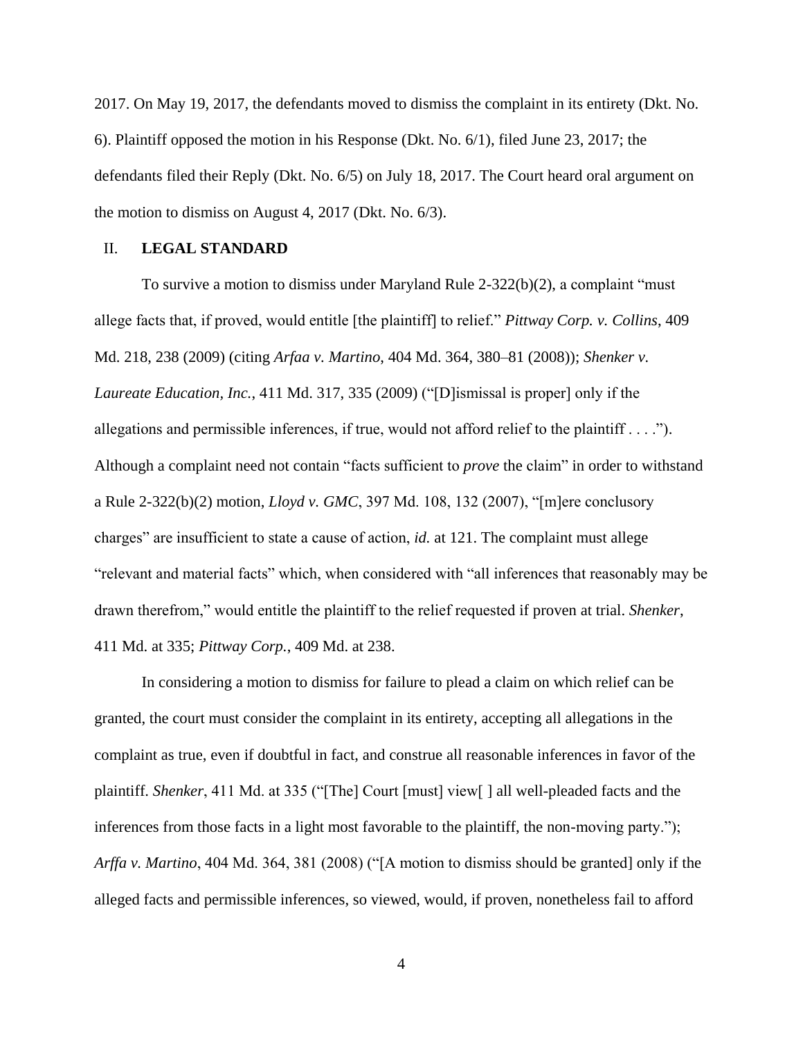2017. On May 19, 2017, the defendants moved to dismiss the complaint in its entirety (Dkt. No. 6). Plaintiff opposed the motion in his Response (Dkt. No. 6/1), filed June 23, 2017; the defendants filed their Reply (Dkt. No. 6/5) on July 18, 2017. The Court heard oral argument on the motion to dismiss on August 4, 2017 (Dkt. No. 6/3).

## II. LEGAL STANDARD

To survive a motion to dismiss under Maryland Rule 2-322(b)(2), a complaint "must allege facts that, if proved, would entitle [the plaintiff] to relief." *Pittway Corp. v. Collins*, 409 Md. 218, 238 (2009) (citing *Arfaa v. Martino*, 404 Md. 364, 380–81 (2008)); *Shenker v. Laureate Education, Inc.*, 411 Md. 317, 335 (2009) ("[D]ismissal is proper] only if the allegations and permissible inferences, if true, would not afford relief to the plaintiff . . . ."). Although a complaint need not contain "facts sufficient to *prove* the claim" in order to withstand a Rule 2-322(b)(2) motion, *Lloyd v. GMC*, 397 Md. 108, 132 (2007), "[m]ere conclusory charges" are insufficient to state a cause of action, *id.* at 121. The complaint must allege "relevant and material facts" which, when considered with "all inferences that reasonably may be drawn therefrom," would entitle the plaintiff to the relief requested if proven at trial. *Shenker*, 411 Md. at 335; *Pittway Corp.*, 409 Md. at 238.

In considering a motion to dismiss for failure to plead a claim on which relief can be granted, the court must consider the complaint in its entirety, accepting all allegations in the complaint as true, even if doubtful in fact, and construe all reasonable inferences in favor of the plaintiff. *Shenker*, 411 Md. at 335 ("[The] Court [must] view[ ] all well-pleaded facts and the inferences from those facts in a light most favorable to the plaintiff, the non-moving party."); *Arffa v. Martino*, 404 Md. 364, 381 (2008) ("[A motion to dismiss should be granted] only if the alleged facts and permissible inferences, so viewed, would, if proven, nonetheless fail to afford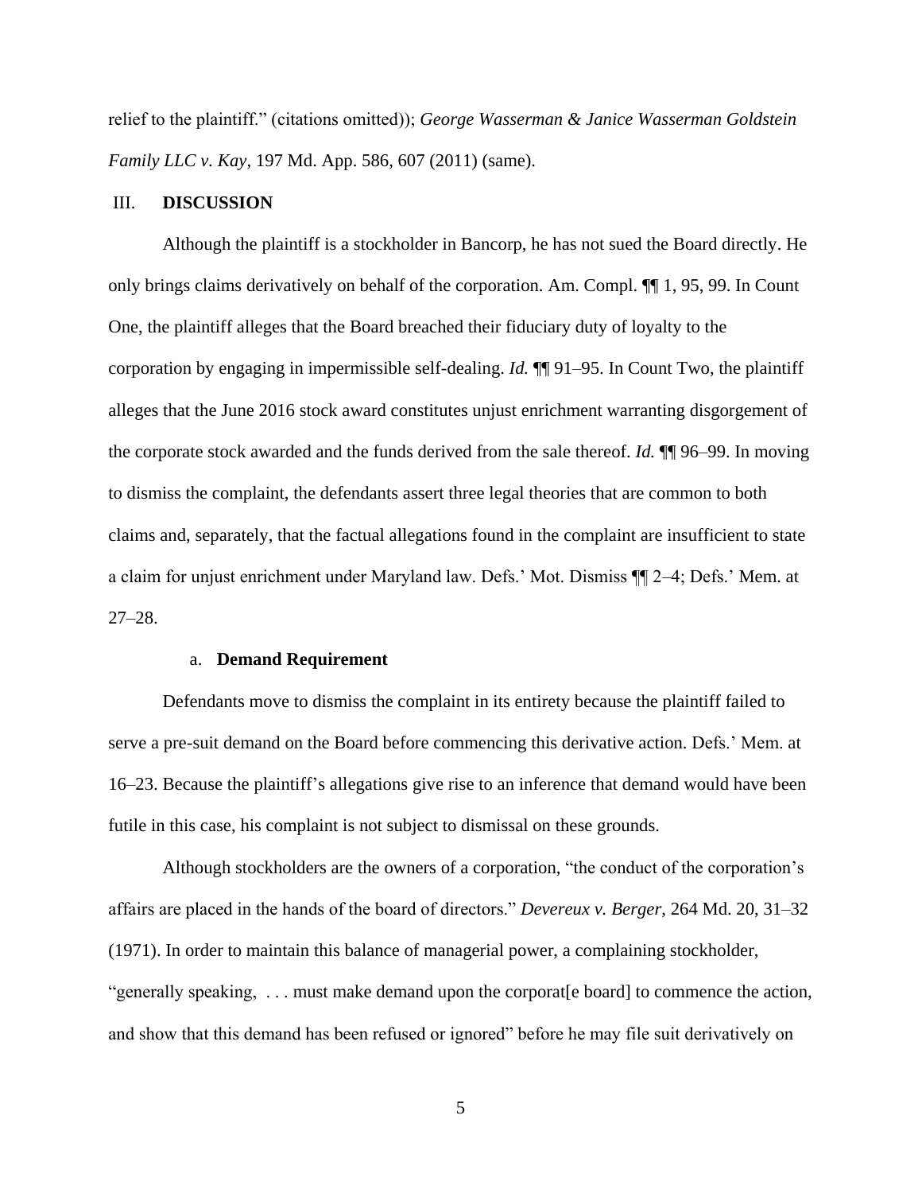relief to the plaintiff." (citations omitted)); *George Wasserman & Janice Wasserman Goldstein Family LLC v. Kay*, 197 Md. App. 586, 607 (2011) (same).

## III. DISCUSSION

Although the plaintiff is a stockholder in Bancorp, he has not sued the Board directly. He only brings claims derivatively on behalf of the corporation. Am. Compl. ¶¶ 1, 95, 99. In Count One, the plaintiff alleges that the Board breached their fiduciary duty of loyalty to the corporation by engaging in impermissible self-dealing. *Id.* ¶¶ 91–95. In Count Two, the plaintiff alleges that the June 2016 stock award constitutes unjust enrichment warranting disgorgement of the corporate stock awarded and the funds derived from the sale thereof. *Id.* ¶¶ 96–99. In moving to dismiss the complaint, the defendants assert three legal theories that are common to both claims and, separately, that the factual allegations found in the complaint are insufficient to state a claim for unjust enrichment under Maryland law. Defs.' Mot. Dismiss ¶¶ 2–4; Defs.' Mem. at 27–28.

### a. Demand Requirement

Defendants move to dismiss the complaint in its entirety because the plaintiff failed to serve a pre-suit demand on the Board before commencing this derivative action. Defs.' Mem. at 16–23. Because the plaintiff's allegations give rise to an inference that demand would have been futile in this case, his complaint is not subject to dismissal on these grounds.

Although stockholders are the owners of a corporation, "the conduct of the corporation's affairs are placed in the hands of the board of directors." *Devereux v. Berger*, 264 Md. 20, 31–32 (1971). In order to maintain this balance of managerial power, a complaining stockholder, "generally speaking, . . . must make demand upon the corporat[e board] to commence the action, and show that this demand has been refused or ignored" before he may file suit derivatively on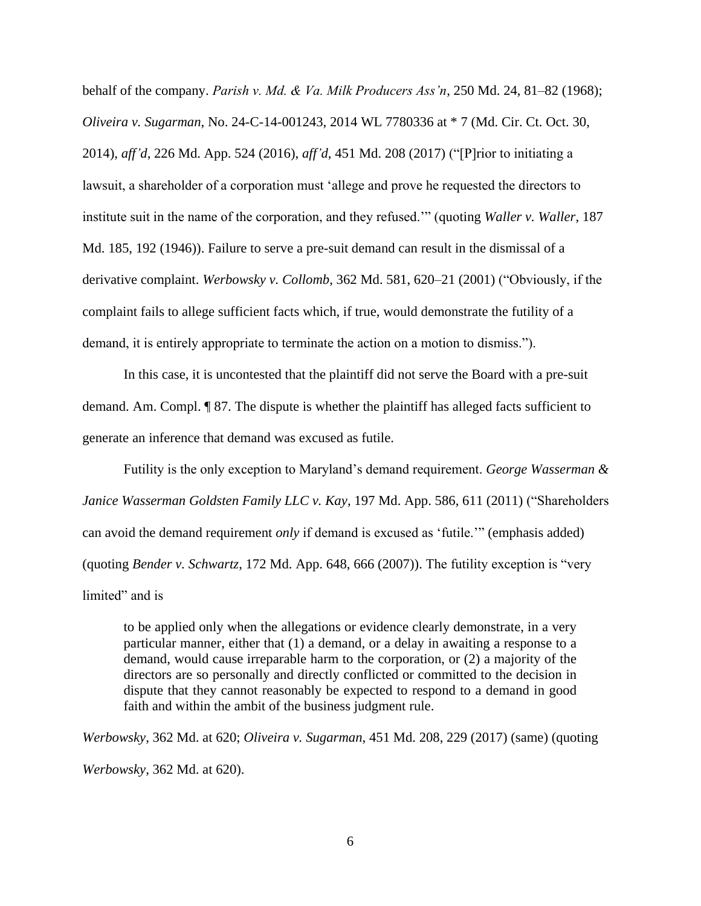behalf of the company. *Parish v. Md. & Va. Milk Producers Ass'n*, 250 Md. 24, 81–82 (1968); *Oliveira v. Sugarman*, No. 24-C-14-001243, 2014 WL 7780336 at * 7 (Md. Cir. Ct. Oct. 30, 2014), *aff'd*, 226 Md. App. 524 (2016), *aff'd*, 451 Md. 208 (2017) ("[P]rior to initiating a lawsuit, a shareholder of a corporation must 'allege and prove he requested the directors to institute suit in the name of the corporation, and they refused.'" (quoting *Waller v. Waller*, 187 Md. 185, 192 (1946)). Failure to serve a pre-suit demand can result in the dismissal of a derivative complaint. *Werbowsky v. Collomb*, 362 Md. 581, 620–21 (2001) ("Obviously, if the complaint fails to allege sufficient facts which, if true, would demonstrate the futility of a demand, it is entirely appropriate to terminate the action on a motion to dismiss.").

In this case, it is uncontested that the plaintiff did not serve the Board with a pre-suit demand. Am. Compl. ¶ 87. The dispute is whether the plaintiff has alleged facts sufficient to generate an inference that demand was excused as futile.

Futility is the only exception to Maryland's demand requirement. *George Wasserman & Janice Wasserman Goldsten Family LLC v. Kay*, 197 Md. App. 586, 611 (2011) ("Shareholders can avoid the demand requirement *only* if demand is excused as 'futile.'" (emphasis added) (quoting *Bender v. Schwartz*, 172 Md. App. 648, 666 (2007)). The futility exception is "very limited" and is

> to be applied only when the allegations or evidence clearly demonstrate, in a very particular manner, either that (1) a demand, or a delay in awaiting a response to a demand, would cause irreparable harm to the corporation, or (2) a majority of the directors are so personally and directly conflicted or committed to the decision in dispute that they cannot reasonably be expected to respond to a demand in good faith and within the ambit of the business judgment rule.

*Werbowsky*, 362 Md. at 620; *Oliveira v. Sugarman*, 451 Md. 208, 229 (2017) (same) (quoting *Werbowsky*, 362 Md. at 620).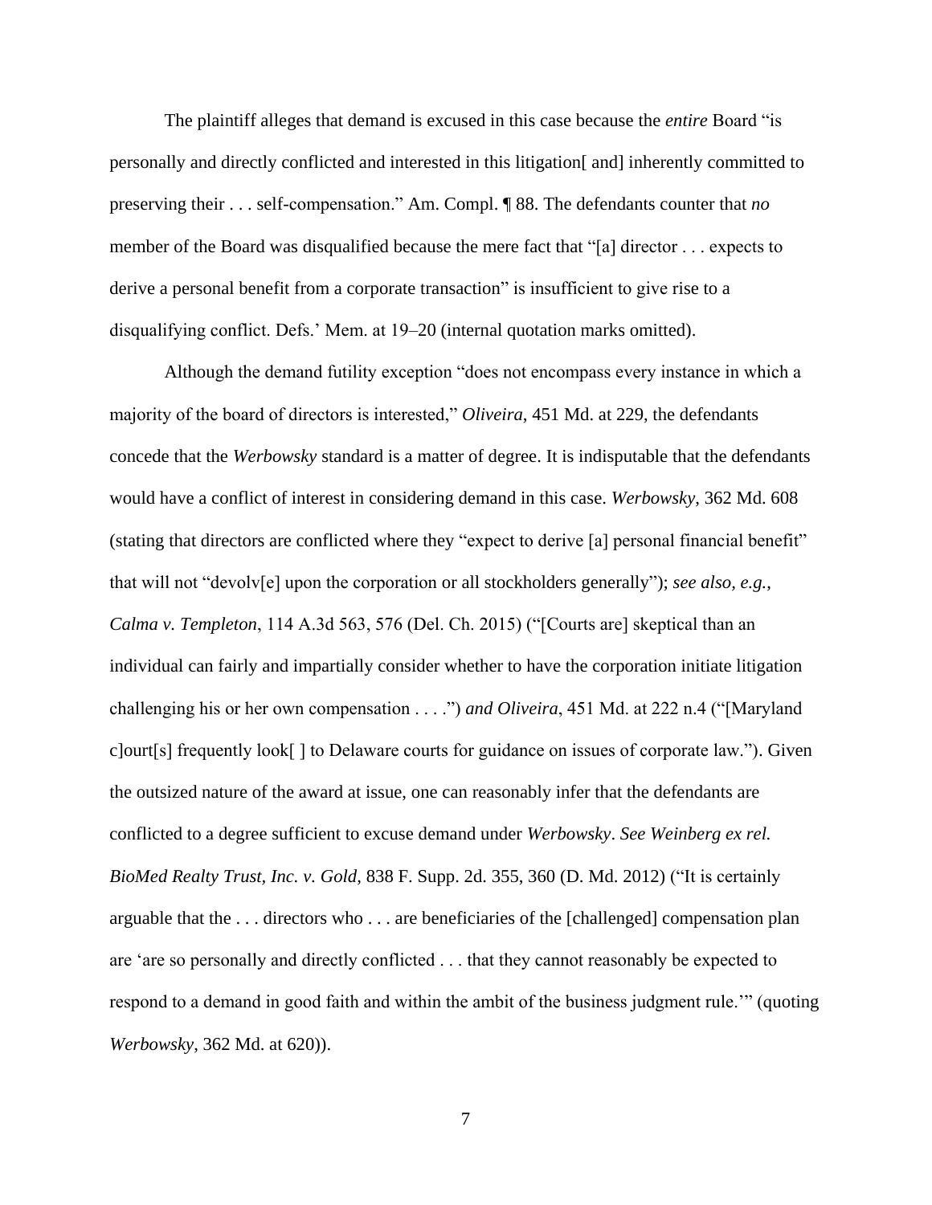The plaintiff alleges that demand is excused in this case because the *entire* Board "is personally and directly conflicted and interested in this litigation[ and] inherently committed to preserving their . . . self-compensation." Am. Compl. ¶ 88. The defendants counter that *no* member of the Board was disqualified because the mere fact that "[a] director . . . expects to derive a personal benefit from a corporate transaction" is insufficient to give rise to a disqualifying conflict. Defs.' Mem. at 19–20 (internal quotation marks omitted).

Although the demand futility exception "does not encompass every instance in which a majority of the board of directors is interested," *Oliveira*, 451 Md. at 229, the defendants concede that the *Werbowsky* standard is a matter of degree. It is indisputable that the defendants would have a conflict of interest in considering demand in this case. *Werbowsky*, 362 Md. 608 (stating that directors are conflicted where they "expect to derive [a] personal financial benefit" that will not "devolv[e] upon the corporation or all stockholders generally"); *see also, e.g.*, *Calma v. Templeton*, 114 A.3d 563, 576 (Del. Ch. 2015) ("[Courts are] skeptical than an individual can fairly and impartially consider whether to have the corporation initiate litigation challenging his or her own compensation . . . .") *and Oliveira*, 451 Md. at 222 n.4 ("[Maryland c]ourt[s] frequently look[ ] to Delaware courts for guidance on issues of corporate law."). Given the outsized nature of the award at issue, one can reasonably infer that the defendants are conflicted to a degree sufficient to excuse demand under *Werbowsky*. *See Weinberg ex rel. BioMed Realty Trust, Inc. v. Gold*, 838 F. Supp. 2d. 355, 360 (D. Md. 2012) ("It is certainly arguable that the . . . directors who . . . are beneficiaries of the [challenged] compensation plan are 'are so personally and directly conflicted . . . that they cannot reasonably be expected to respond to a demand in good faith and within the ambit of the business judgment rule.'" (quoting *Werbowsky*, 362 Md. at 620)).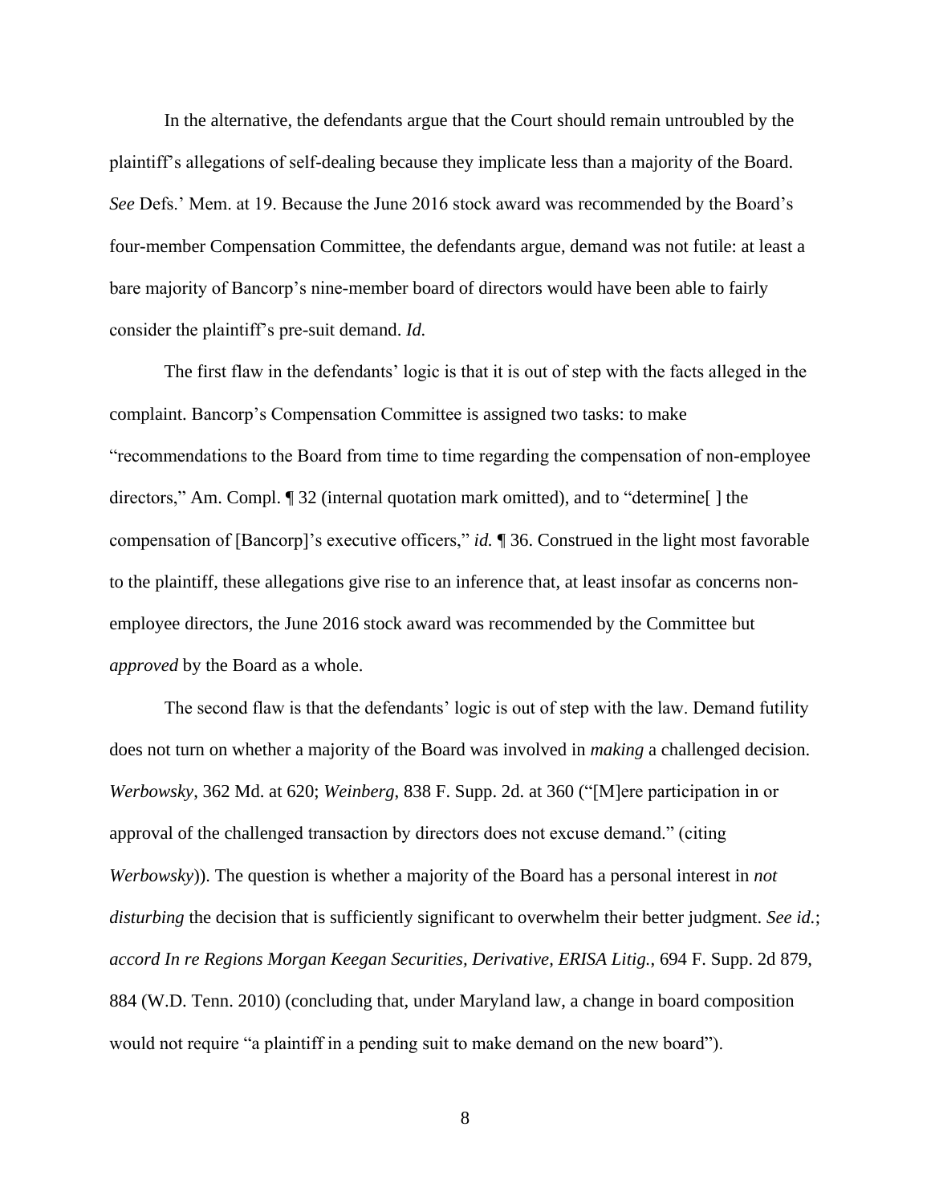In the alternative, the defendants argue that the Court should remain untroubled by the plaintiff's allegations of self-dealing because they implicate less than a majority of the Board. *See* Defs.' Mem. at 19. Because the June 2016 stock award was recommended by the Board's four-member Compensation Committee, the defendants argue, demand was not futile: at least a bare majority of Bancorp's nine-member board of directors would have been able to fairly consider the plaintiff's pre-suit demand. *Id.*

The first flaw in the defendants' logic is that it is out of step with the facts alleged in the complaint. Bancorp's Compensation Committee is assigned two tasks: to make "recommendations to the Board from time to time regarding the compensation of non-employee directors," Am. Compl. ¶ 32 (internal quotation mark omitted), and to "determine[ ] the compensation of [Bancorp]'s executive officers," *id.* ¶ 36. Construed in the light most favorable to the plaintiff, these allegations give rise to an inference that, at least insofar as concerns non-employee directors, the June 2016 stock award was recommended by the Committee but *approved* by the Board as a whole.

The second flaw is that the defendants' logic is out of step with the law. Demand futility does not turn on whether a majority of the Board was involved in *making* a challenged decision. *Werbowsky*, 362 Md. at 620; *Weinberg*, 838 F. Supp. 2d. at 360 ("[M]ere participation in or approval of the challenged transaction by directors does not excuse demand." (citing *Werbowsky*)). The question is whether a majority of the Board has a personal interest in *not disturbing* the decision that is sufficiently significant to overwhelm their better judgment. *See id.*; *accord In re Regions Morgan Keegan Securities, Derivative, ERISA Litig.*, 694 F. Supp. 2d 879, 884 (W.D. Tenn. 2010) (concluding that, under Maryland law, a change in board composition would not require "a plaintiff in a pending suit to make demand on the new board").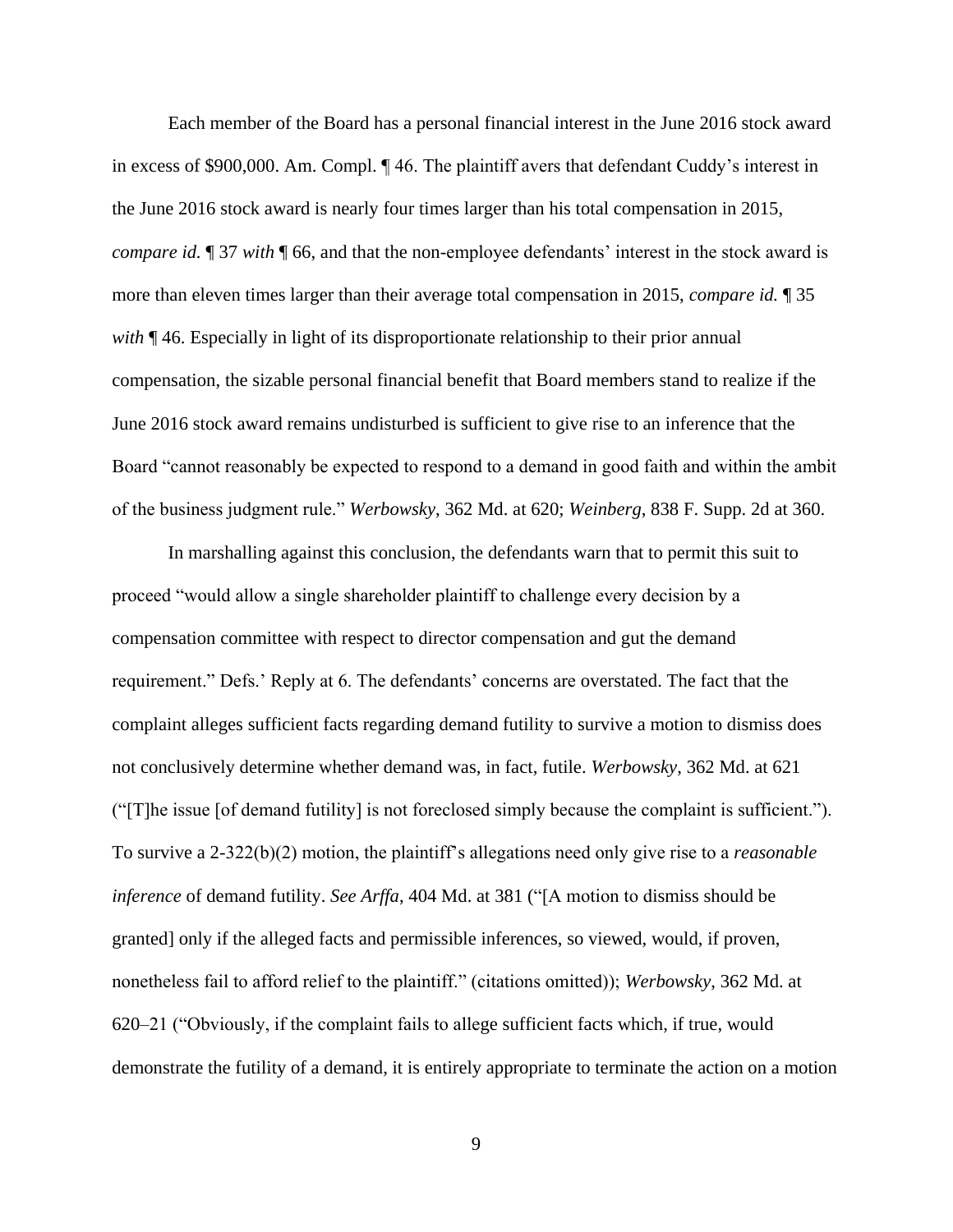Each member of the Board has a personal financial interest in the June 2016 stock award in excess of $900,000. Am. Compl. ¶ 46. The plaintiff avers that defendant Cuddy's interest in the June 2016 stock award is nearly four times larger than his total compensation in 2015, *compare id.* ¶ 37 *with* ¶ 66, and that the non-employee defendants' interest in the stock award is more than eleven times larger than their average total compensation in 2015, *compare id.* ¶ 35 *with* ¶ 46. Especially in light of its disproportionate relationship to their prior annual compensation, the sizable personal financial benefit that Board members stand to realize if the June 2016 stock award remains undisturbed is sufficient to give rise to an inference that the Board "cannot reasonably be expected to respond to a demand in good faith and within the ambit of the business judgment rule." *Werbowsky*, 362 Md. at 620; *Weinberg*, 838 F. Supp. 2d at 360.

In marshalling against this conclusion, the defendants warn that to permit this suit to proceed "would allow a single shareholder plaintiff to challenge every decision by a compensation committee with respect to director compensation and gut the demand requirement." Defs.' Reply at 6. The defendants' concerns are overstated. The fact that the complaint alleges sufficient facts regarding demand futility to survive a motion to dismiss does not conclusively determine whether demand was, in fact, futile. *Werbowsky*, 362 Md. at 621 ("[T]he issue [of demand futility] is not foreclosed simply because the complaint is sufficient."). To survive a 2-322(b)(2) motion, the plaintiff's allegations need only give rise to a *reasonable inference* of demand futility. *See Arffa*, 404 Md. at 381 ("[A motion to dismiss should be granted] only if the alleged facts and permissible inferences, so viewed, would, if proven, nonetheless fail to afford relief to the plaintiff." (citations omitted)); *Werbowsky*, 362 Md. at 620–21 ("Obviously, if the complaint fails to allege sufficient facts which, if true, would demonstrate the futility of a demand, it is entirely appropriate to terminate the action on a motion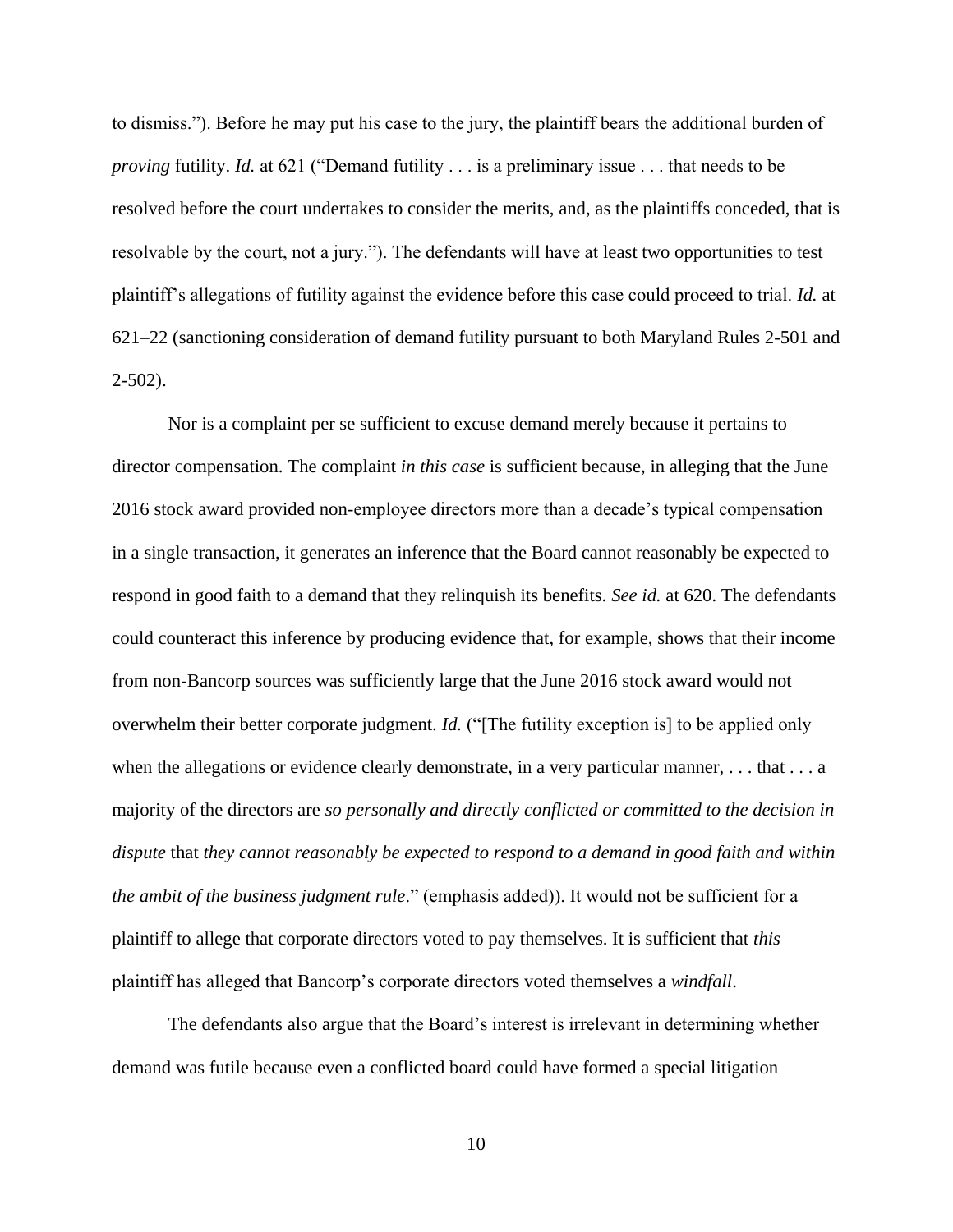to dismiss."). Before he may put his case to the jury, the plaintiff bears the additional burden of *proving* futility. *Id.* at 621 ("Demand futility . . . is a preliminary issue . . . that needs to be resolved before the court undertakes to consider the merits, and, as the plaintiffs conceded, that is resolvable by the court, not a jury."). The defendants will have at least two opportunities to test plaintiff's allegations of futility against the evidence before this case could proceed to trial. *Id.* at 621–22 (sanctioning consideration of demand futility pursuant to both Maryland Rules 2-501 and 2-502).

Nor is a complaint per se sufficient to excuse demand merely because it pertains to director compensation. The complaint *in this case* is sufficient because, in alleging that the June 2016 stock award provided non-employee directors more than a decade's typical compensation in a single transaction, it generates an inference that the Board cannot reasonably be expected to respond in good faith to a demand that they relinquish its benefits. *See id.* at 620. The defendants could counteract this inference by producing evidence that, for example, shows that their income from non-Bancorp sources was sufficiently large that the June 2016 stock award would not overwhelm their better corporate judgment. *Id.* ("[The futility exception is] to be applied only when the allegations or evidence clearly demonstrate, in a very particular manner, . . . that . . . a majority of the directors are *so personally and directly conflicted or committed to the decision in dispute* that *they cannot reasonably be expected to respond to a demand in good faith and within the ambit of the business judgment rule*." (emphasis added)). It would not be sufficient for a plaintiff to allege that corporate directors voted to pay themselves. It is sufficient that *this* plaintiff has alleged that Bancorp's corporate directors voted themselves a *windfall*.

The defendants also argue that the Board's interest is irrelevant in determining whether demand was futile because even a conflicted board could have formed a special litigation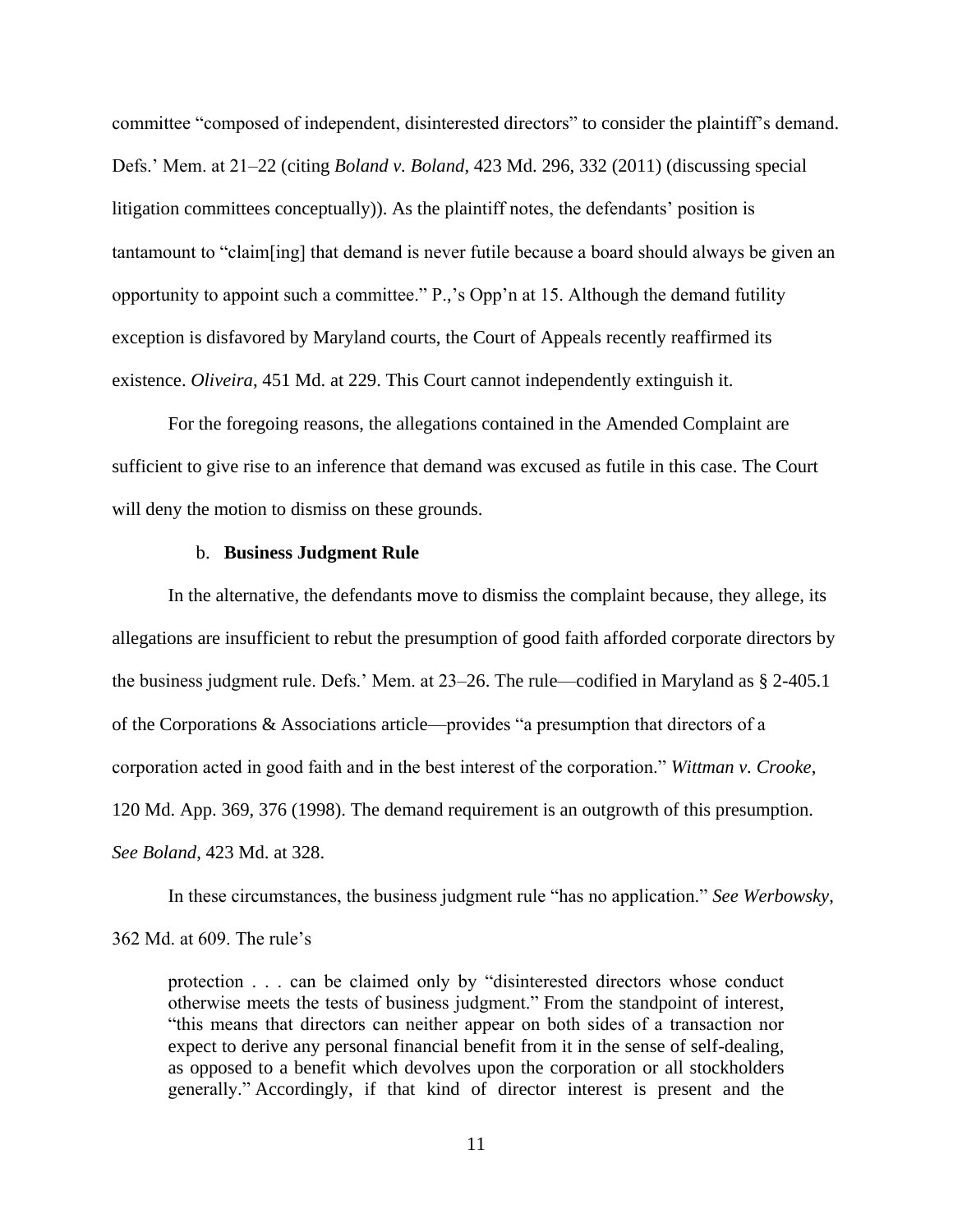committee "composed of independent, disinterested directors" to consider the plaintiff's demand. Defs.' Mem. at 21–22 (citing *Boland v. Boland*, 423 Md. 296, 332 (2011) (discussing special litigation committees conceptually)). As the plaintiff notes, the defendants' position is tantamount to "claim[ing] that demand is never futile because a board should always be given an opportunity to appoint such a committee." P.,'s Opp'n at 15. Although the demand futility exception is disfavored by Maryland courts, the Court of Appeals recently reaffirmed its existence. *Oliveira*, 451 Md. at 229. This Court cannot independently extinguish it.

For the foregoing reasons, the allegations contained in the Amended Complaint are sufficient to give rise to an inference that demand was excused as futile in this case. The Court will deny the motion to dismiss on these grounds.

b. **Business Judgment Rule**

In the alternative, the defendants move to dismiss the complaint because, they allege, its allegations are insufficient to rebut the presumption of good faith afforded corporate directors by the business judgment rule. Defs.' Mem. at 23–26. The rule—codified in Maryland as § 2-405.1 of the Corporations & Associations article—provides "a presumption that directors of a corporation acted in good faith and in the best interest of the corporation." *Wittman v. Crooke*, 120 Md. App. 369, 376 (1998). The demand requirement is an outgrowth of this presumption. *See Boland*, 423 Md. at 328.

In these circumstances, the business judgment rule "has no application." *See Werbowsky*, 362 Md. at 609. The rule's

> protection . . . can be claimed only by "disinterested directors whose conduct otherwise meets the tests of business judgment." From the standpoint of interest, "this means that directors can neither appear on both sides of a transaction nor expect to derive any personal financial benefit from it in the sense of self-dealing, as opposed to a benefit which devolves upon the corporation or all stockholders generally." Accordingly, if that kind of director interest is present and the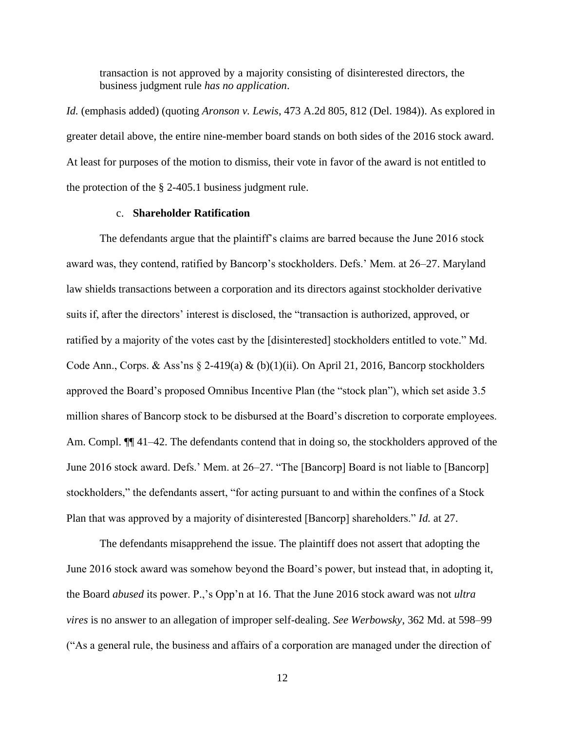> transaction is not approved by a majority consisting of disinterested directors, the business judgment rule *has no application*.

*Id.* (emphasis added) (quoting *Aronson v. Lewis*, 473 A.2d 805, 812 (Del. 1984)). As explored in greater detail above, the entire nine-member board stands on both sides of the 2016 stock award. At least for purposes of the motion to dismiss, their vote in favor of the award is not entitled to the protection of the § 2-405.1 business judgment rule.

c. **Shareholder Ratification**

The defendants argue that the plaintiff's claims are barred because the June 2016 stock award was, they contend, ratified by Bancorp's stockholders. Defs.' Mem. at 26–27. Maryland law shields transactions between a corporation and its directors against stockholder derivative suits if, after the directors' interest is disclosed, the "transaction is authorized, approved, or ratified by a majority of the votes cast by the [disinterested] stockholders entitled to vote." Md. Code Ann., Corps. & Ass'ns § 2-419(a) & (b)(1)(ii). On April 21, 2016, Bancorp stockholders approved the Board's proposed Omnibus Incentive Plan (the "stock plan"), which set aside 3.5 million shares of Bancorp stock to be disbursed at the Board's discretion to corporate employees. Am. Compl. ¶¶ 41–42. The defendants contend that in doing so, the stockholders approved of the June 2016 stock award. Defs.' Mem. at 26–27. "The [Bancorp] Board is not liable to [Bancorp] stockholders," the defendants assert, "for acting pursuant to and within the confines of a Stock Plan that was approved by a majority of disinterested [Bancorp] shareholders." *Id.* at 27.

The defendants misapprehend the issue. The plaintiff does not assert that adopting the June 2016 stock award was somehow beyond the Board's power, but instead that, in adopting it, the Board *abused* its power. P.,'s Opp'n at 16. That the June 2016 stock award was not *ultra vires* is no answer to an allegation of improper self-dealing. *See Werbowsky*, 362 Md. at 598–99 ("As a general rule, the business and affairs of a corporation are managed under the direction of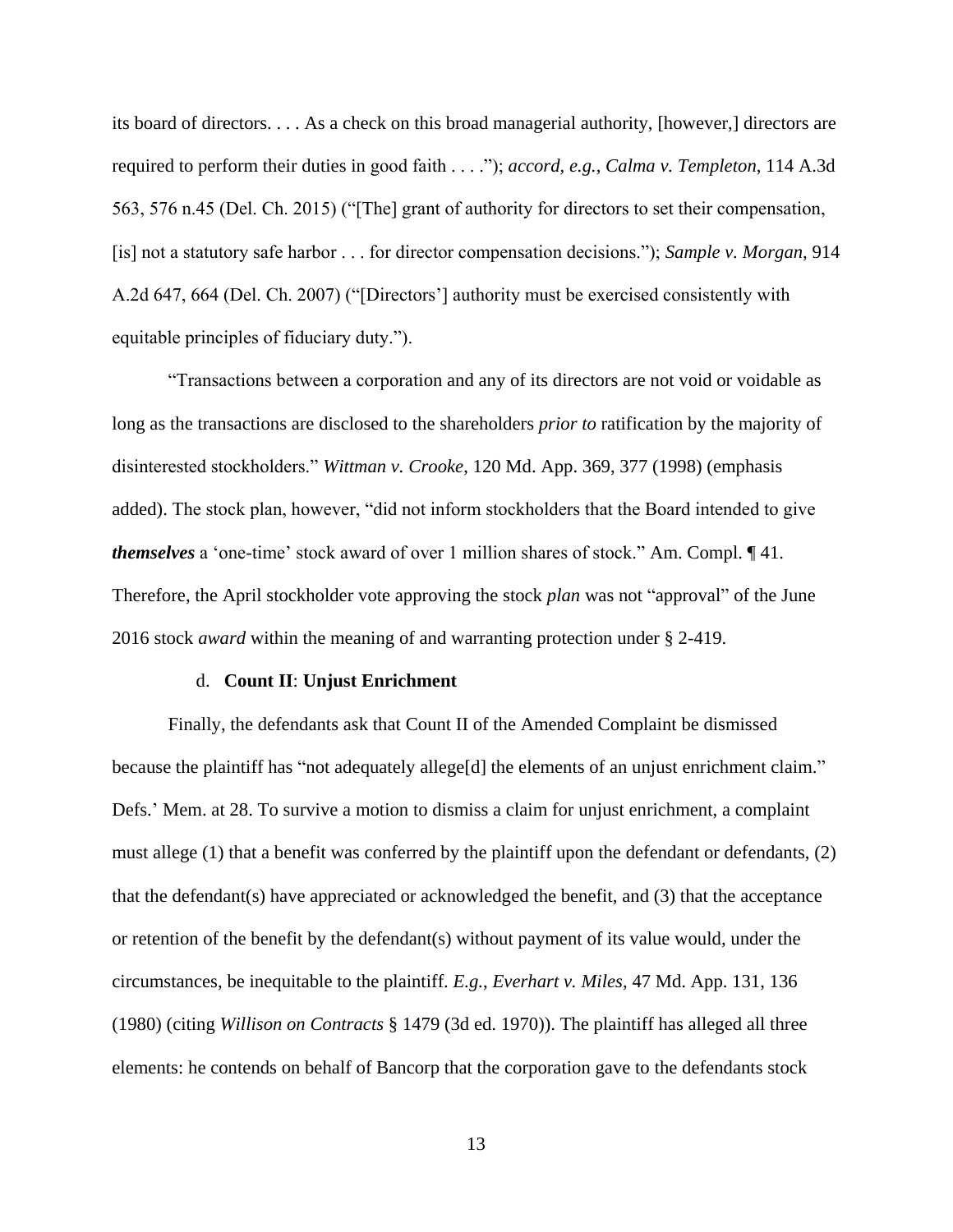its board of directors. . . . As a check on this broad managerial authority, [however,] directors are required to perform their duties in good faith . . . ."); *accord, e.g.*, *Calma v. Templeton*, 114 A.3d 563, 576 n.45 (Del. Ch. 2015) ("[The] grant of authority for directors to set their compensation, [is] not a statutory safe harbor . . . for director compensation decisions."); *Sample v. Morgan*, 914 A.2d 647, 664 (Del. Ch. 2007) ("[Directors'] authority must be exercised consistently with equitable principles of fiduciary duty.").

"Transactions between a corporation and any of its directors are not void or voidable as long as the transactions are disclosed to the shareholders *prior to* ratification by the majority of disinterested stockholders." *Wittman v. Crooke*, 120 Md. App. 369, 377 (1998) (emphasis added). The stock plan, however, "did not inform stockholders that the Board intended to give ***themselves*** a 'one-time' stock award of over 1 million shares of stock." Am. Compl. ¶ 41. Therefore, the April stockholder vote approving the stock *plan* was not "approval" of the June 2016 stock *award* within the meaning of and warranting protection under § 2-419.

d. **Count II**: **Unjust Enrichment**

Finally, the defendants ask that Count II of the Amended Complaint be dismissed because the plaintiff has "not adequately allege[d] the elements of an unjust enrichment claim." Defs.' Mem. at 28. To survive a motion to dismiss a claim for unjust enrichment, a complaint must allege (1) that a benefit was conferred by the plaintiff upon the defendant or defendants, (2) that the defendant(s) have appreciated or acknowledged the benefit, and (3) that the acceptance or retention of the benefit by the defendant(s) without payment of its value would, under the circumstances, be inequitable to the plaintiff. *E.g.*, *Everhart v. Miles*, 47 Md. App. 131, 136 (1980) (citing *Willison on Contracts* § 1479 (3d ed. 1970)). The plaintiff has alleged all three elements: he contends on behalf of Bancorp that the corporation gave to the defendants stock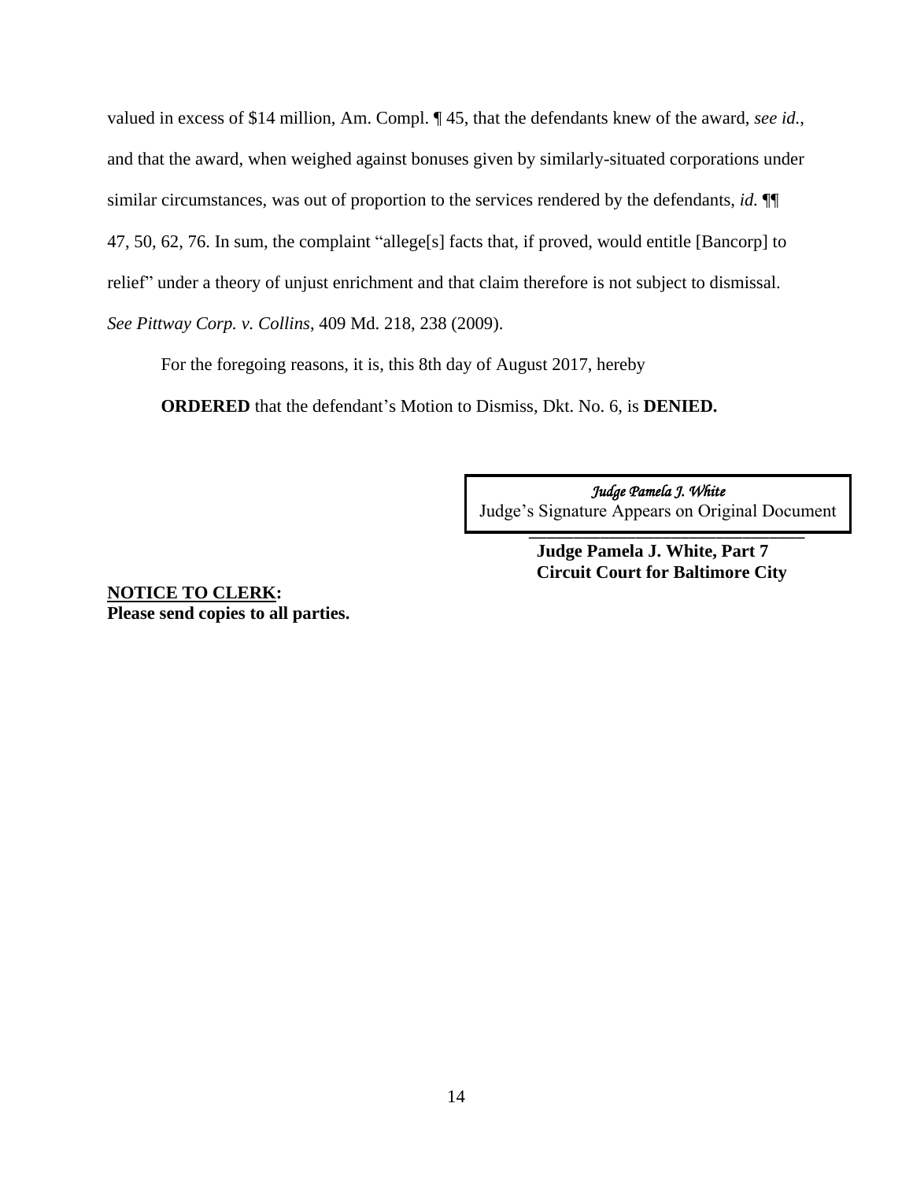valued in excess of $14 million, Am. Compl. ¶ 45, that the defendants knew of the award, *see id.*, and that the award, when weighed against bonuses given by similarly-situated corporations under similar circumstances, was out of proportion to the services rendered by the defendants, *id.* ¶¶ 47, 50, 62, 76. In sum, the complaint "allege[s] facts that, if proved, would entitle [Bancorp] to relief" under a theory of unjust enrichment and that claim therefore is not subject to dismissal. *See Pittway Corp. v. Collins*, 409 Md. 218, 238 (2009).

For the foregoing reasons, it is, this 8th day of August 2017, hereby

**ORDERED** that the defendant's Motion to Dismiss, Dkt. No. 6, is **DENIED.**

*Judge Pamela J. White*
Judge's Signature Appears on Original Document

**Judge Pamela J. White, Part 7**
**Circuit Court for Baltimore City**

**NOTICE TO CLERK:**
**Please send copies to all parties.**